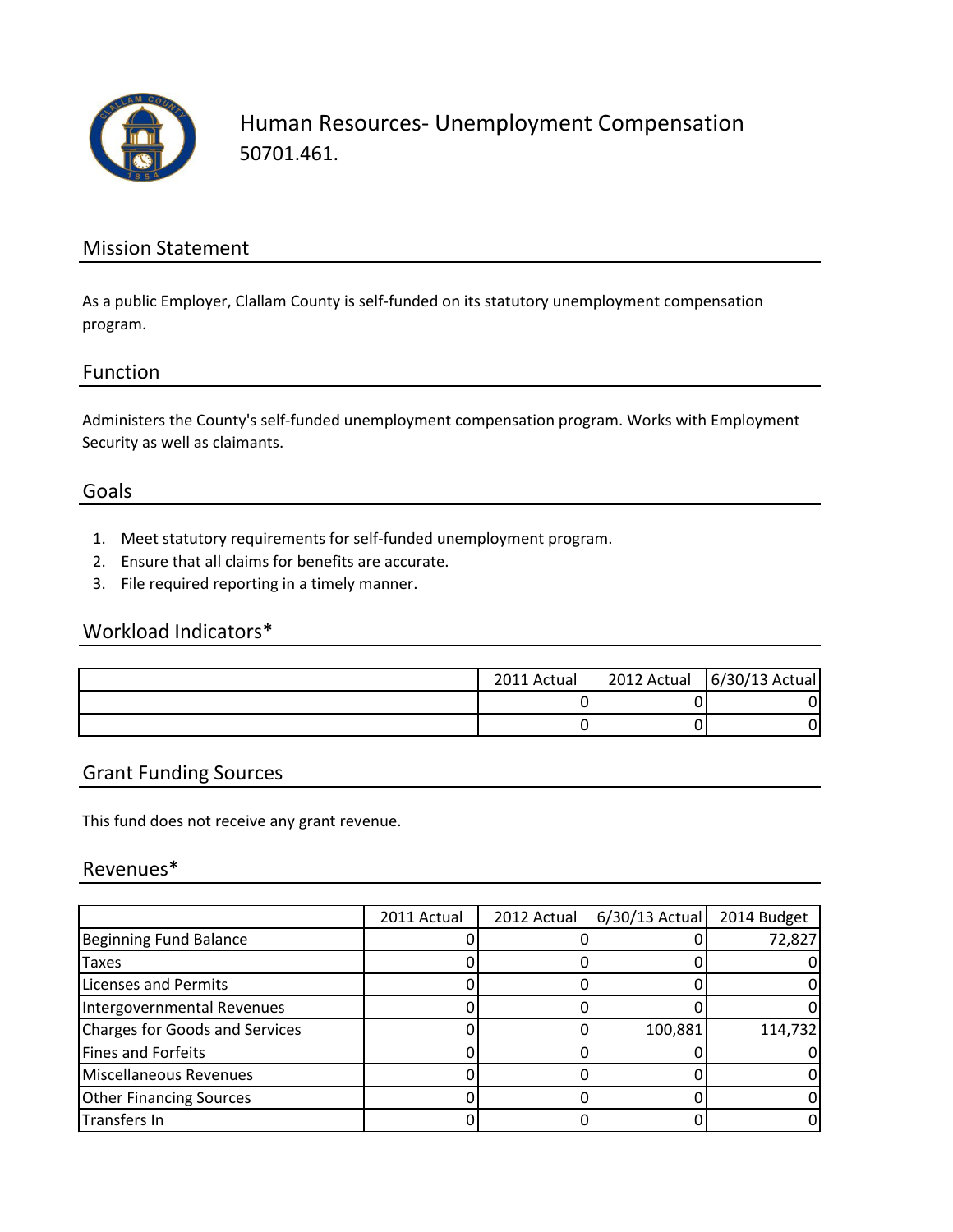# Human Resources- Unemployment Compensation

50701.461.

## Mission Statement

As a public Employer, Clallam County is self-funded on its statutory unemployment compensation program.

## Function

Administers the County's self-funded unemployment compensation program. Works with Employment Security as well as claimants.

## Goals

1. Meet statutory requirements for self-funded unemployment program.
2. Ensure that all claims for benefits are accurate.
3. File required reporting in a timely manner.

## Workload Indicators*

| | 2011 Actual | 2012 Actual | 6/30/13 Actual |
|---|---|---|---|
| | 0 | 0 | 0 |
| | 0 | 0 | 0 |

## Grant Funding Sources

This fund does not receive any grant revenue.

## Revenues*

| | 2011 Actual | 2012 Actual | 6/30/13 Actual | 2014 Budget |
|---|---|---|---|---|
| Beginning Fund Balance | 0 | 0 | 0 | 72,827 |
| Taxes | 0 | 0 | 0 | 0 |
| Licenses and Permits | 0 | 0 | 0 | 0 |
| Intergovernmental Revenues | 0 | 0 | 0 | 0 |
| Charges for Goods and Services | 0 | 0 | 100,881 | 114,732 |
| Fines and Forfeits | 0 | 0 | 0 | 0 |
| Miscellaneous Revenues | 0 | 0 | 0 | 0 |
| Other Financing Sources | 0 | 0 | 0 | 0 |
| Transfers In | 0 | 0 | 0 | 0 |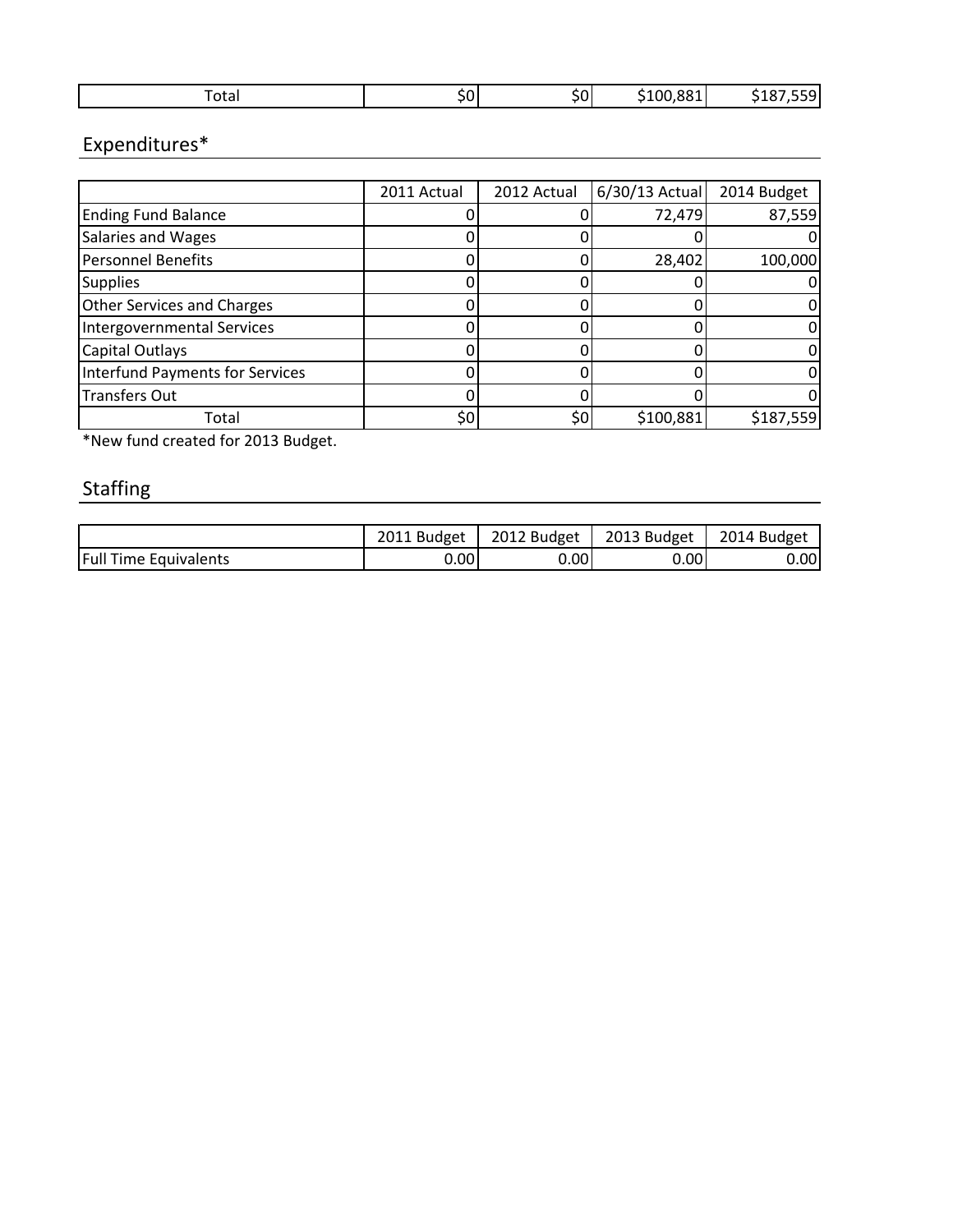| | | | | |
|---|---|---|---|---|
| Total | $0 | $0 | $100,881 | $187,559 |

## Expenditures*

| | 2011 Actual | 2012 Actual | 6/30/13 Actual | 2014 Budget |
|---|---|---|---|---|
| Ending Fund Balance | 0 | 0 | 72,479 | 87,559 |
| Salaries and Wages | 0 | 0 | 0 | 0 |
| Personnel Benefits | 0 | 0 | 28,402 | 100,000 |
| Supplies | 0 | 0 | 0 | 0 |
| Other Services and Charges | 0 | 0 | 0 | 0 |
| Intergovernmental Services | 0 | 0 | 0 | 0 |
| Capital Outlays | 0 | 0 | 0 | 0 |
| Interfund Payments for Services | 0 | 0 | 0 | 0 |
| Transfers Out | 0 | 0 | 0 | 0 |
| Total | $0 | $0 | $100,881 | $187,559 |

*New fund created for 2013 Budget.

## Staffing

| | 2011 Budget | 2012 Budget | 2013 Budget | 2014 Budget |
|---|---|---|---|---|
| Full Time Equivalents | 0.00 | 0.00 | 0.00 | 0.00 |